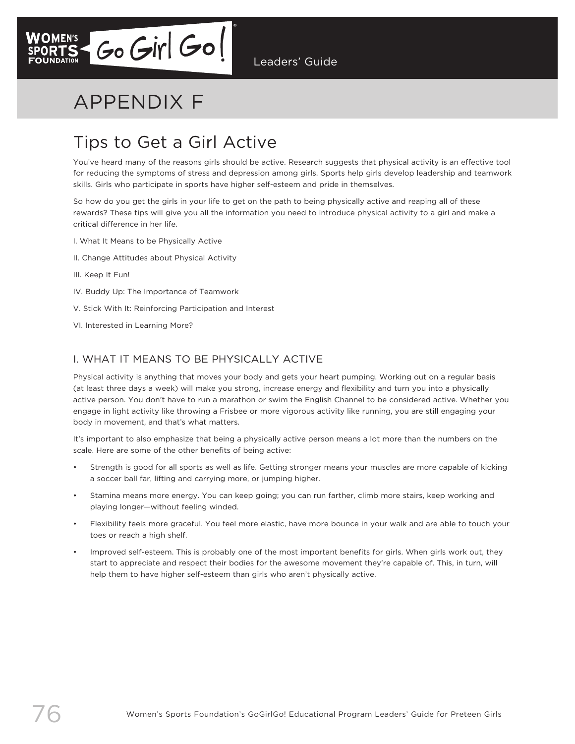# APPENDIX F

## Tips to Get a Girl Active

You've heard many of the reasons girls should be active. Research suggests that physical activity is an effective tool for reducing the symptoms of stress and depression among girls. Sports help girls develop leadership and teamwork skills. Girls who participate in sports have higher self-esteem and pride in themselves.

So how do you get the girls in your life to get on the path to being physically active and reaping all of these rewards? These tips will give you all the information you need to introduce physical activity to a girl and make a critical difference in her life.

I. What It Means to be Physically Active

II. Change Attitudes about Physical Activity

III. Keep It Fun!

IV. Buddy Up: The Importance of Teamwork

V. Stick With It: Reinforcing Participation and Interest

VI. Interested in Learning More?

### I. WHAT IT MEANS TO BE PHYSICALLY ACTIVE

Physical activity is anything that moves your body and gets your heart pumping. Working out on a regular basis (at least three days a week) will make you strong, increase energy and flexibility and turn you into a physically active person. You don't have to run a marathon or swim the English Channel to be considered active. Whether you engage in light activity like throwing a Frisbee or more vigorous activity like running, you are still engaging your body in movement, and that's what matters.

It's important to also emphasize that being a physically active person means a lot more than the numbers on the scale. Here are some of the other benefits of being active:

- Strength is good for all sports as well as life. Getting stronger means your muscles are more capable of kicking a soccer ball far, lifting and carrying more, or jumping higher.
- Stamina means more energy. You can keep going; you can run farther, climb more stairs, keep working and playing longer—without feeling winded.
- Flexibility feels more graceful. You feel more elastic, have more bounce in your walk and are able to touch your toes or reach a high shelf.
- Improved self-esteem. This is probably one of the most important benefits for girls. When girls work out, they start to appreciate and respect their bodies for the awesome movement they're capable of. This, in turn, will help them to have higher self-esteem than girls who aren't physically active.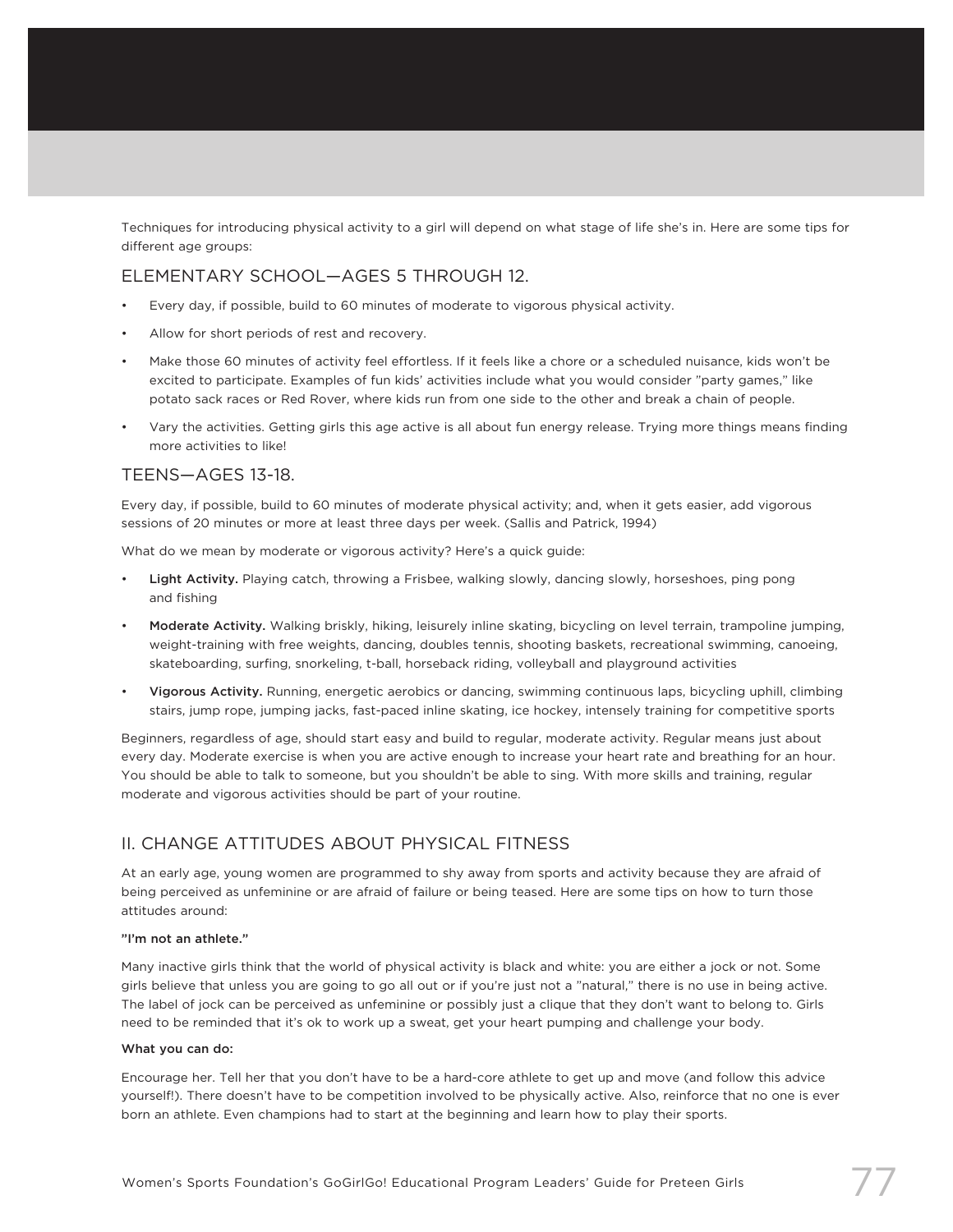Techniques for introducing physical activity to a girl will depend on what stage of life she's in. Here are some tips for different age groups:

## ELEMENTARY SCHOOL—AGES 5 THROUGH 12.

- Every day, if possible, build to 60 minutes of moderate to vigorous physical activity.
- Allow for short periods of rest and recovery.
- Make those 60 minutes of activity feel effortless. If it feels like a chore or a scheduled nuisance, kids won't be excited to participate. Examples of fun kids' activities include what you would consider "party games," like potato sack races or Red Rover, where kids run from one side to the other and break a chain of people.
- Vary the activities. Getting girls this age active is all about fun energy release. Trying more things means finding more activities to like!

## TEENS—AGES 13-18.

Every day, if possible, build to 60 minutes of moderate physical activity; and, when it gets easier, add vigorous sessions of 20 minutes or more at least three days per week. (Sallis and Patrick, 1994)

What do we mean by moderate or vigorous activity? Here's a quick guide:

- **Light Activity.** Playing catch, throwing a Frisbee, walking slowly, dancing slowly, horseshoes, ping pong and fishing
- **Moderate Activity.** Walking briskly, hiking, leisurely inline skating, bicycling on level terrain, trampoline jumping, weight-training with free weights, dancing, doubles tennis, shooting baskets, recreational swimming, canoeing, skateboarding, surfing, snorkeling, t-ball, horseback riding, volleyball and playground activities
- **Vigorous Activity.** Running, energetic aerobics or dancing, swimming continuous laps, bicycling uphill, climbing stairs, jump rope, jumping jacks, fast-paced inline skating, ice hockey, intensely training for competitive sports

Beginners, regardless of age, should start easy and build to regular, moderate activity. Regular means just about every day. Moderate exercise is when you are active enough to increase your heart rate and breathing for an hour. You should be able to talk to someone, but you shouldn't be able to sing. With more skills and training, regular moderate and vigorous activities should be part of your routine.

## II. CHANGE ATTITUDES ABOUT PHYSICAL FITNESS

At an early age, young women are programmed to shy away from sports and activity because they are afraid of being perceived as unfeminine or are afraid of failure or being teased. Here are some tips on how to turn those attitudes around:

**"I'm not an athlete."**

Many inactive girls think that the world of physical activity is black and white: you are either a jock or not. Some girls believe that unless you are going to go all out or if you're just not a "natural," there is no use in being active. The label of jock can be perceived as unfeminine or possibly just a clique that they don't want to belong to. Girls need to be reminded that it's ok to work up a sweat, get your heart pumping and challenge your body.

**What you can do:**

Encourage her. Tell her that you don't have to be a hard-core athlete to get up and move (and follow this advice yourself!). There doesn't have to be competition involved to be physically active. Also, reinforce that no one is ever born an athlete. Even champions had to start at the beginning and learn how to play their sports.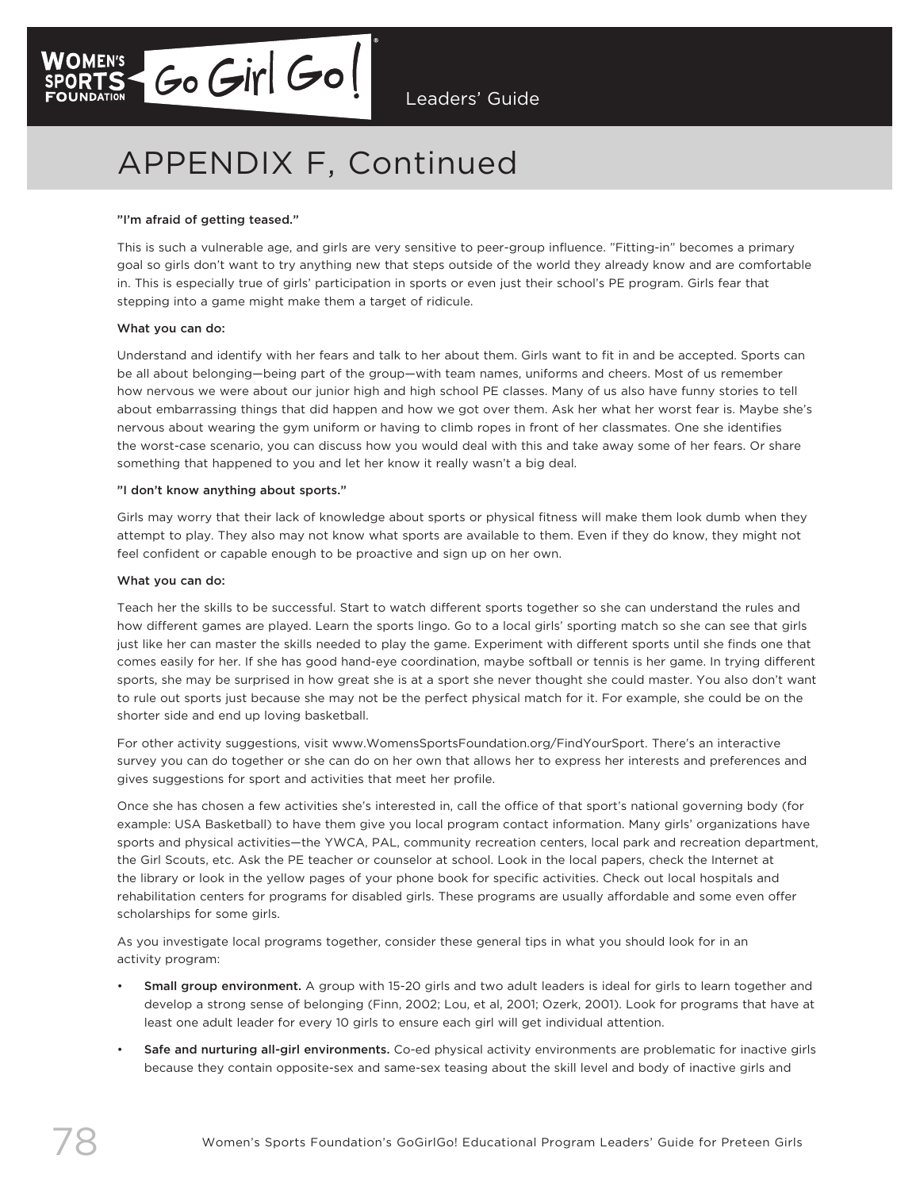# APPENDIX F, Continued

**"I'm afraid of getting teased."**

This is such a vulnerable age, and girls are very sensitive to peer-group influence. "Fitting-in" becomes a primary goal so girls don't want to try anything new that steps outside of the world they already know and are comfortable in. This is especially true of girls' participation in sports or even just their school's PE program. Girls fear that stepping into a game might make them a target of ridicule.

**What you can do:**

Understand and identify with her fears and talk to her about them. Girls want to fit in and be accepted. Sports can be all about belonging—being part of the group—with team names, uniforms and cheers. Most of us remember how nervous we were about our junior high and high school PE classes. Many of us also have funny stories to tell about embarrassing things that did happen and how we got over them. Ask her what her worst fear is. Maybe she's nervous about wearing the gym uniform or having to climb ropes in front of her classmates. One she identifies the worst-case scenario, you can discuss how you would deal with this and take away some of her fears. Or share something that happened to you and let her know it really wasn't a big deal.

**"I don't know anything about sports."**

Girls may worry that their lack of knowledge about sports or physical fitness will make them look dumb when they attempt to play. They also may not know what sports are available to them. Even if they do know, they might not feel confident or capable enough to be proactive and sign up on her own.

**What you can do:**

Teach her the skills to be successful. Start to watch different sports together so she can understand the rules and how different games are played. Learn the sports lingo. Go to a local girls' sporting match so she can see that girls just like her can master the skills needed to play the game. Experiment with different sports until she finds one that comes easily for her. If she has good hand-eye coordination, maybe softball or tennis is her game. In trying different sports, she may be surprised in how great she is at a sport she never thought she could master. You also don't want to rule out sports just because she may not be the perfect physical match for it. For example, she could be on the shorter side and end up loving basketball.

For other activity suggestions, visit www.WomensSportsFoundation.org/FindYourSport. There's an interactive survey you can do together or she can do on her own that allows her to express her interests and preferences and gives suggestions for sport and activities that meet her profile.

Once she has chosen a few activities she's interested in, call the office of that sport's national governing body (for example: USA Basketball) to have them give you local program contact information. Many girls' organizations have sports and physical activities—the YWCA, PAL, community recreation centers, local park and recreation department, the Girl Scouts, etc. Ask the PE teacher or counselor at school. Look in the local papers, check the Internet at the library or look in the yellow pages of your phone book for specific activities. Check out local hospitals and rehabilitation centers for programs for disabled girls. These programs are usually affordable and some even offer scholarships for some girls.

As you investigate local programs together, consider these general tips in what you should look for in an activity program:

- **Small group environment.** A group with 15-20 girls and two adult leaders is ideal for girls to learn together and develop a strong sense of belonging (Finn, 2002; Lou, et al, 2001; Ozerk, 2001). Look for programs that have at least one adult leader for every 10 girls to ensure each girl will get individual attention.
- **Safe and nurturing all-girl environments.** Co-ed physical activity environments are problematic for inactive girls because they contain opposite-sex and same-sex teasing about the skill level and body of inactive girls and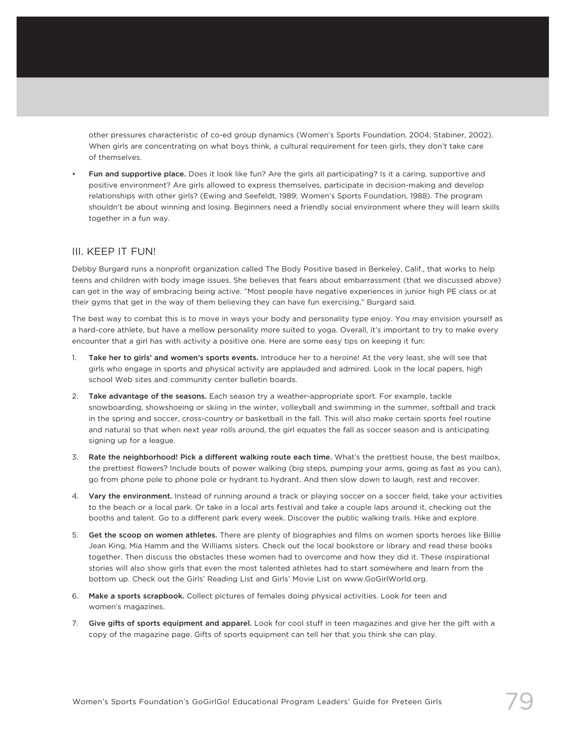other pressures characteristic of co-ed group dynamics (Women's Sports Foundation, 2004; Stabiner, 2002). When girls are concentrating on what boys think, a cultural requirement for teen girls, they don't take care of themselves.

- **Fun and supportive place.** Does it look like fun? Are the girls all participating? Is it a caring, supportive and positive environment? Are girls allowed to express themselves, participate in decision-making and develop relationships with other girls? (Ewing and Seefeldt, 1989; Women's Sports Foundation, 1988). The program shouldn't be about winning and losing. Beginners need a friendly social environment where they will learn skills together in a fun way.

## III. KEEP IT FUN!

Debby Burgard runs a nonprofit organization called The Body Positive based in Berkeley, Calif., that works to help teens and children with body image issues. She believes that fears about embarrassment (that we discussed above) can get in the way of embracing being active. "Most people have negative experiences in junior high PE class or at their gyms that get in the way of them believing they can have fun exercising," Burgard said.

The best way to combat this is to move in ways your body and personality type enjoy. You may envision yourself as a hard-core athlete, but have a mellow personality more suited to yoga. Overall, it's important to try to make every encounter that a girl has with activity a positive one. Here are some easy tips on keeping it fun:

1. **Take her to girls' and women's sports events.** Introduce her to a heroine! At the very least, she will see that girls who engage in sports and physical activity are applauded and admired. Look in the local papers, high school Web sites and community center bulletin boards.
2. **Take advantage of the seasons.** Each season try a weather-appropriate sport. For example, tackle snowboarding, showshoeing or skiing in the winter, volleyball and swimming in the summer, softball and track in the spring and soccer, cross-country or basketball in the fall. This will also make certain sports feel routine and natural so that when next year rolls around, the girl equates the fall as soccer season and is anticipating signing up for a league.
3. **Rate the neighborhood! Pick a different walking route each time.** What's the prettiest house, the best mailbox, the prettiest flowers? Include bouts of power walking (big steps, pumping your arms, going as fast as you can), go from phone pole to phone pole or hydrant to hydrant. And then slow down to laugh, rest and recover.
4. **Vary the environment.** Instead of running around a track or playing soccer on a soccer field, take your activities to the beach or a local park. Or take in a local arts festival and take a couple laps around it, checking out the booths and talent. Go to a different park every week. Discover the public walking trails. Hike and explore.
5. **Get the scoop on women athletes.** There are plenty of biographies and films on women sports heroes like Billie Jean King, Mia Hamm and the Williams sisters. Check out the local bookstore or library and read these books together. Then discuss the obstacles these women had to overcome and how they did it. These inspirational stories will also show girls that even the most talented athletes had to start somewhere and learn from the bottom up. Check out the Girls' Reading List and Girls' Movie List on www.GoGirlWorld.org.
6. **Make a sports scrapbook.** Collect pictures of females doing physical activities. Look for teen and women's magazines.
7. **Give gifts of sports equipment and apparel.** Look for cool stuff in teen magazines and give her the gift with a copy of the magazine page. Gifts of sports equipment can tell her that you think she can play.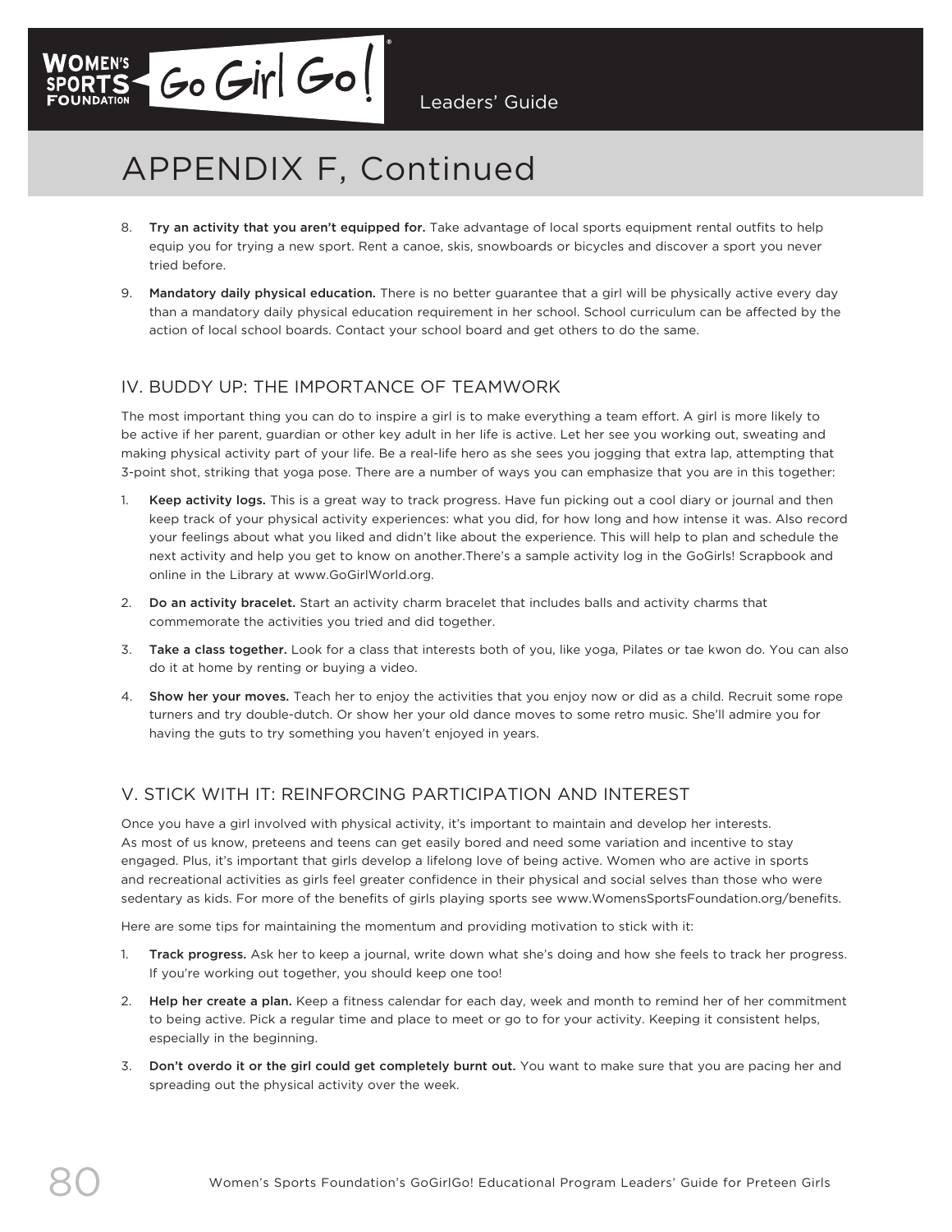# APPENDIX F, Continued

8. **Try an activity that you aren't equipped for.** Take advantage of local sports equipment rental outfits to help equip you for trying a new sport. Rent a canoe, skis, snowboards or bicycles and discover a sport you never tried before.

9. **Mandatory daily physical education.** There is no better guarantee that a girl will be physically active every day than a mandatory daily physical education requirement in her school. School curriculum can be affected by the action of local school boards. Contact your school board and get others to do the same.

## IV. BUDDY UP: THE IMPORTANCE OF TEAMWORK

The most important thing you can do to inspire a girl is to make everything a team effort. A girl is more likely to be active if her parent, guardian or other key adult in her life is active. Let her see you working out, sweating and making physical activity part of your life. Be a real-life hero as she sees you jogging that extra lap, attempting that 3-point shot, striking that yoga pose. There are a number of ways you can emphasize that you are in this together:

1. **Keep activity logs.** This is a great way to track progress. Have fun picking out a cool diary or journal and then keep track of your physical activity experiences: what you did, for how long and how intense it was. Also record your feelings about what you liked and didn't like about the experience. This will help to plan and schedule the next activity and help you get to know on another.There's a sample activity log in the GoGirls! Scrapbook and online in the Library at www.GoGirlWorld.org.

2. **Do an activity bracelet.** Start an activity charm bracelet that includes balls and activity charms that commemorate the activities you tried and did together.

3. **Take a class together.** Look for a class that interests both of you, like yoga, Pilates or tae kwon do. You can also do it at home by renting or buying a video.

4. **Show her your moves.** Teach her to enjoy the activities that you enjoy now or did as a child. Recruit some rope turners and try double-dutch. Or show her your old dance moves to some retro music. She'll admire you for having the guts to try something you haven't enjoyed in years.

## V. STICK WITH IT: REINFORCING PARTICIPATION AND INTEREST

Once you have a girl involved with physical activity, it's important to maintain and develop her interests. As most of us know, preteens and teens can get easily bored and need some variation and incentive to stay engaged. Plus, it's important that girls develop a lifelong love of being active. Women who are active in sports and recreational activities as girls feel greater confidence in their physical and social selves than those who were sedentary as kids. For more of the benefits of girls playing sports see www.WomensSportsFoundation.org/benefits.

Here are some tips for maintaining the momentum and providing motivation to stick with it:

1. **Track progress.** Ask her to keep a journal, write down what she's doing and how she feels to track her progress. If you're working out together, you should keep one too!

2. **Help her create a plan.** Keep a fitness calendar for each day, week and month to remind her of her commitment to being active. Pick a regular time and place to meet or go to for your activity. Keeping it consistent helps, especially in the beginning.

3. **Don't overdo it or the girl could get completely burnt out.** You want to make sure that you are pacing her and spreading out the physical activity over the week.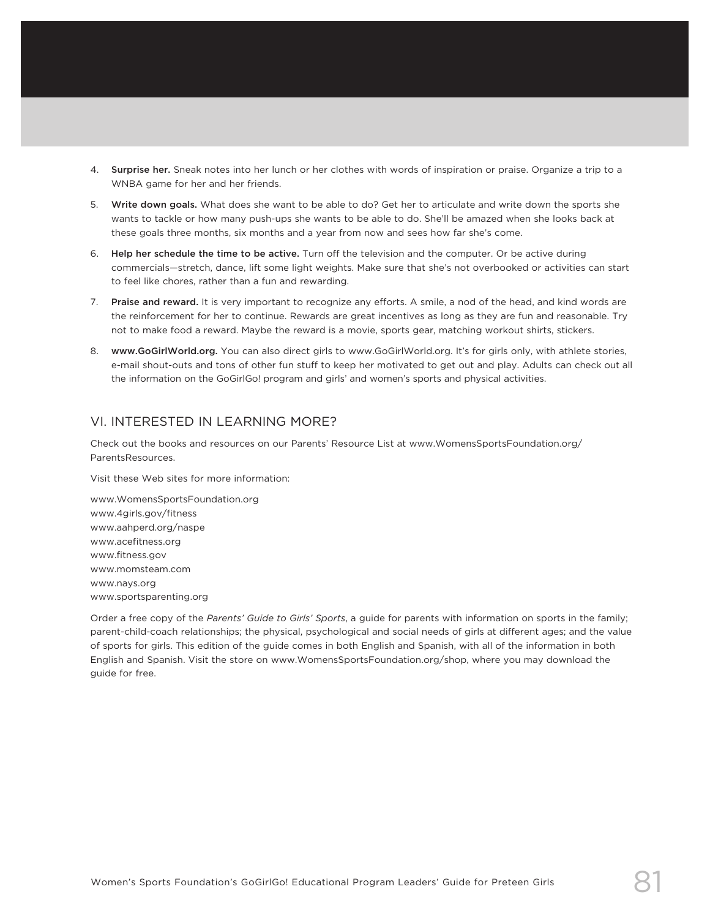4. **Surprise her.** Sneak notes into her lunch or her clothes with words of inspiration or praise. Organize a trip to a WNBA game for her and her friends.
5. **Write down goals.** What does she want to be able to do? Get her to articulate and write down the sports she wants to tackle or how many push-ups she wants to be able to do. She'll be amazed when she looks back at these goals three months, six months and a year from now and sees how far she's come.
6. **Help her schedule the time to be active.** Turn off the television and the computer. Or be active during commercials—stretch, dance, lift some light weights. Make sure that she's not overbooked or activities can start to feel like chores, rather than a fun and rewarding.
7. **Praise and reward.** It is very important to recognize any efforts. A smile, a nod of the head, and kind words are the reinforcement for her to continue. Rewards are great incentives as long as they are fun and reasonable. Try not to make food a reward. Maybe the reward is a movie, sports gear, matching workout shirts, stickers.
8. **www.GoGirlWorld.org.** You can also direct girls to www.GoGirlWorld.org. It's for girls only, with athlete stories, e-mail shout-outs and tons of other fun stuff to keep her motivated to get out and play. Adults can check out all the information on the GoGirlGo! program and girls' and women's sports and physical activities.

## VI. INTERESTED IN LEARNING MORE?

Check out the books and resources on our Parents' Resource List at www.WomensSportsFoundation.org/ParentsResources.

Visit these Web sites for more information:

www.WomensSportsFoundation.org
www.4girls.gov/fitness
www.aahperd.org/naspe
www.acefitness.org
www.fitness.gov
www.momsteam.com
www.nays.org
www.sportsparenting.org

Order a free copy of the *Parents' Guide to Girls' Sports*, a guide for parents with information on sports in the family; parent-child-coach relationships; the physical, psychological and social needs of girls at different ages; and the value of sports for girls. This edition of the guide comes in both English and Spanish, with all of the information in both English and Spanish. Visit the store on www.WomensSportsFoundation.org/shop, where you may download the guide for free.